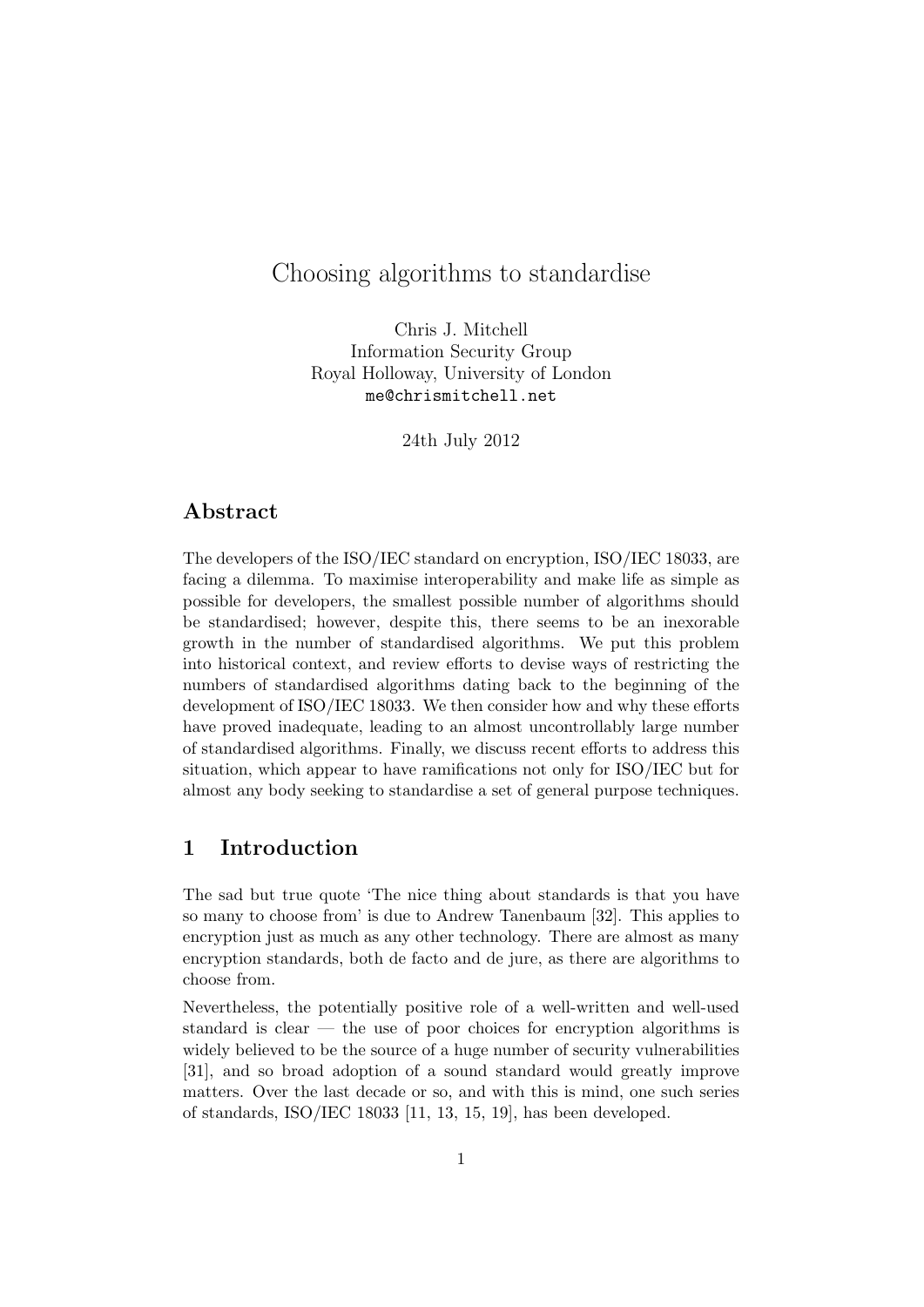# Choosing algorithms to standardise

Chris J. Mitchell
Information Security Group
Royal Holloway, University of London
me@chrismitchell.net

24th July 2012

## Abstract

The developers of the ISO/IEC standard on encryption, ISO/IEC 18033, are facing a dilemma. To maximise interoperability and make life as simple as possible for developers, the smallest possible number of algorithms should be standardised; however, despite this, there seems to be an inexorable growth in the number of standardised algorithms. We put this problem into historical context, and review efforts to devise ways of restricting the numbers of standardised algorithms dating back to the beginning of the development of ISO/IEC 18033. We then consider how and why these efforts have proved inadequate, leading to an almost uncontrollably large number of standardised algorithms. Finally, we discuss recent efforts to address this situation, which appear to have ramifications not only for ISO/IEC but for almost any body seeking to standardise a set of general purpose techniques.

## 1 Introduction

The sad but true quote 'The nice thing about standards is that you have so many to choose from' is due to Andrew Tanenbaum [32]. This applies to encryption just as much as any other technology. There are almost as many encryption standards, both de facto and de jure, as there are algorithms to choose from.

Nevertheless, the potentially positive role of a well-written and well-used standard is clear — the use of poor choices for encryption algorithms is widely believed to be the source of a huge number of security vulnerabilities [31], and so broad adoption of a sound standard would greatly improve matters. Over the last decade or so, and with this is mind, one such series of standards, ISO/IEC 18033 [11, 13, 15, 19], has been developed.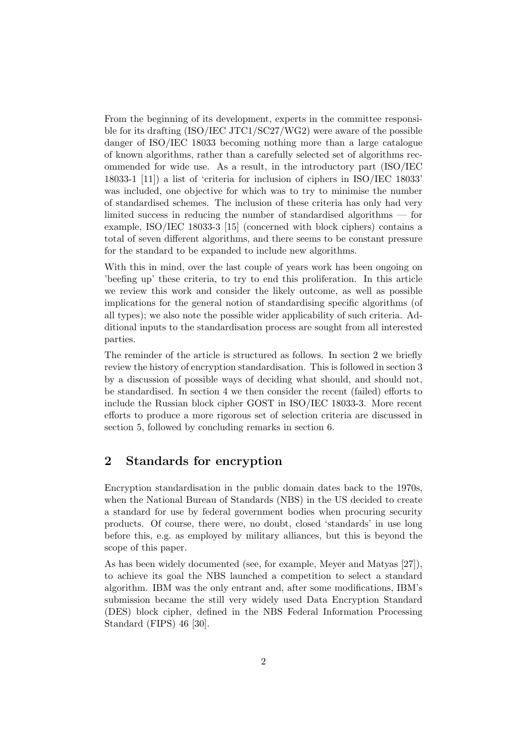From the beginning of its development, experts in the committee responsible for its drafting (ISO/IEC JTC1/SC27/WG2) were aware of the possible danger of ISO/IEC 18033 becoming nothing more than a large catalogue of known algorithms, rather than a carefully selected set of algorithms recommended for wide use. As a result, in the introductory part (ISO/IEC 18033-1 [11]) a list of 'criteria for inclusion of ciphers in ISO/IEC 18033' was included, one objective for which was to try to minimise the number of standardised schemes. The inclusion of these criteria has only had very limited success in reducing the number of standardised algorithms — for example, ISO/IEC 18033-3 [15] (concerned with block ciphers) contains a total of seven different algorithms, and there seems to be constant pressure for the standard to be expanded to include new algorithms.

With this in mind, over the last couple of years work has been ongoing on 'beefing up' these criteria, to try to end this proliferation. In this article we review this work and consider the likely outcome, as well as possible implications for the general notion of standardising specific algorithms (of all types); we also note the possible wider applicability of such criteria. Additional inputs to the standardisation process are sought from all interested parties.

The reminder of the article is structured as follows. In section 2 we briefly review the history of encryption standardisation. This is followed in section 3 by a discussion of possible ways of deciding what should, and should not, be standardised. In section 4 we then consider the recent (failed) efforts to include the Russian block cipher GOST in ISO/IEC 18033-3. More recent efforts to produce a more rigorous set of selection criteria are discussed in section 5, followed by concluding remarks in section 6.

## 2 Standards for encryption

Encryption standardisation in the public domain dates back to the 1970s, when the National Bureau of Standards (NBS) in the US decided to create a standard for use by federal government bodies when procuring security products. Of course, there were, no doubt, closed 'standards' in use long before this, e.g. as employed by military alliances, but this is beyond the scope of this paper.

As has been widely documented (see, for example, Meyer and Matyas [27]), to achieve its goal the NBS launched a competition to select a standard algorithm. IBM was the only entrant and, after some modifications, IBM's submission became the still very widely used Data Encryption Standard (DES) block cipher, defined in the NBS Federal Information Processing Standard (FIPS) 46 [30].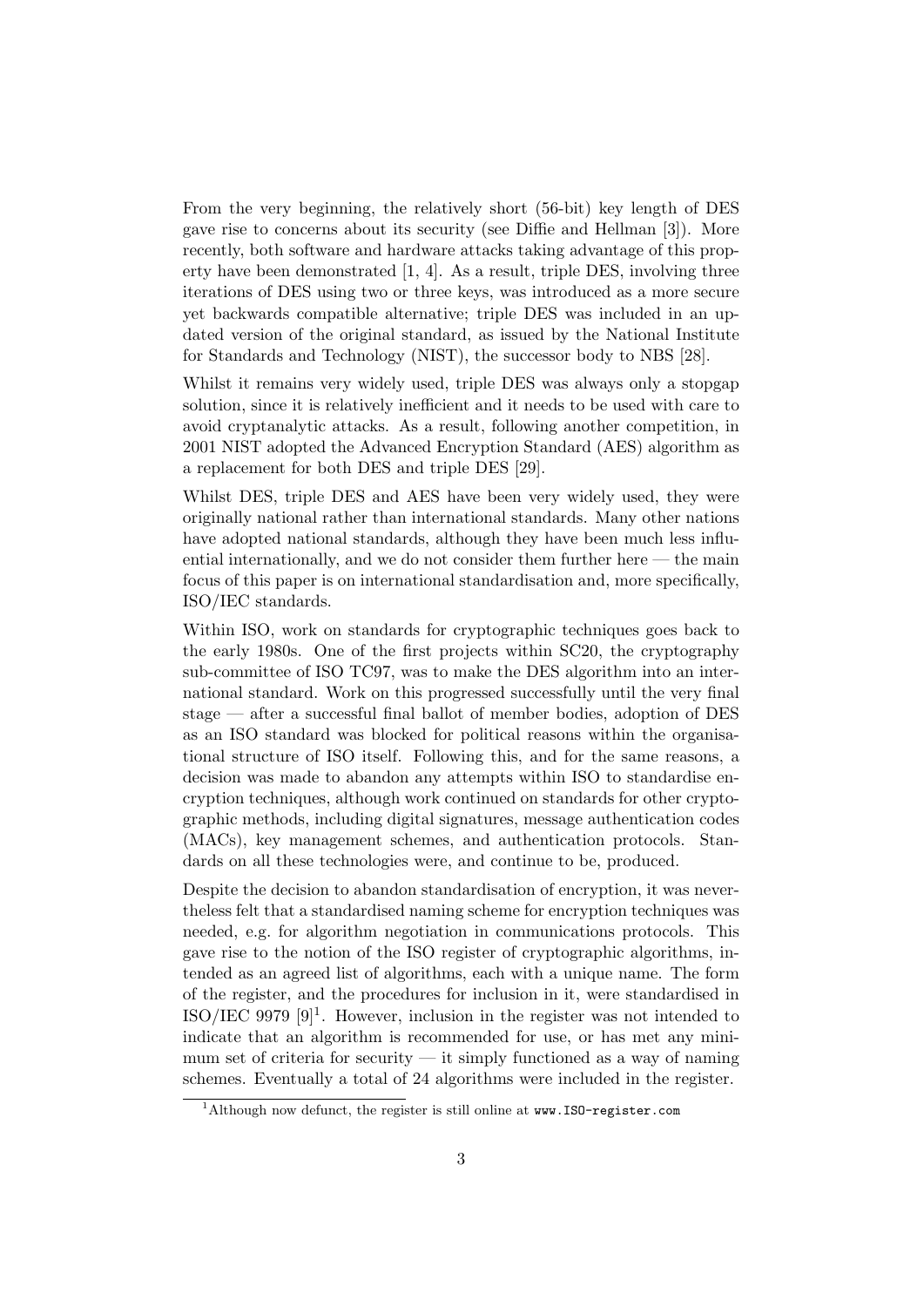From the very beginning, the relatively short (56-bit) key length of DES gave rise to concerns about its security (see Diffie and Hellman [3]). More recently, both software and hardware attacks taking advantage of this property have been demonstrated [1, 4]. As a result, triple DES, involving three iterations of DES using two or three keys, was introduced as a more secure yet backwards compatible alternative; triple DES was included in an updated version of the original standard, as issued by the National Institute for Standards and Technology (NIST), the successor body to NBS [28].

Whilst it remains very widely used, triple DES was always only a stopgap solution, since it is relatively inefficient and it needs to be used with care to avoid cryptanalytic attacks. As a result, following another competition, in 2001 NIST adopted the Advanced Encryption Standard (AES) algorithm as a replacement for both DES and triple DES [29].

Whilst DES, triple DES and AES have been very widely used, they were originally national rather than international standards. Many other nations have adopted national standards, although they have been much less influential internationally, and we do not consider them further here — the main focus of this paper is on international standardisation and, more specifically, ISO/IEC standards.

Within ISO, work on standards for cryptographic techniques goes back to the early 1980s. One of the first projects within SC20, the cryptography sub-committee of ISO TC97, was to make the DES algorithm into an international standard. Work on this progressed successfully until the very final stage — after a successful final ballot of member bodies, adoption of DES as an ISO standard was blocked for political reasons within the organisational structure of ISO itself. Following this, and for the same reasons, a decision was made to abandon any attempts within ISO to standardise encryption techniques, although work continued on standards for other cryptographic methods, including digital signatures, message authentication codes (MACs), key management schemes, and authentication protocols. Standards on all these technologies were, and continue to be, produced.

Despite the decision to abandon standardisation of encryption, it was nevertheless felt that a standardised naming scheme for encryption techniques was needed, e.g. for algorithm negotiation in communications protocols. This gave rise to the notion of the ISO register of cryptographic algorithms, intended as an agreed list of algorithms, each with a unique name. The form of the register, and the procedures for inclusion in it, were standardised in ISO/IEC 9979 [9][1]. However, inclusion in the register was not intended to indicate that an algorithm is recommended for use, or has met any minimum set of criteria for security — it simply functioned as a way of naming schemes. Eventually a total of 24 algorithms were included in the register.

[1] Although now defunct, the register is still online at `www.ISO-register.com`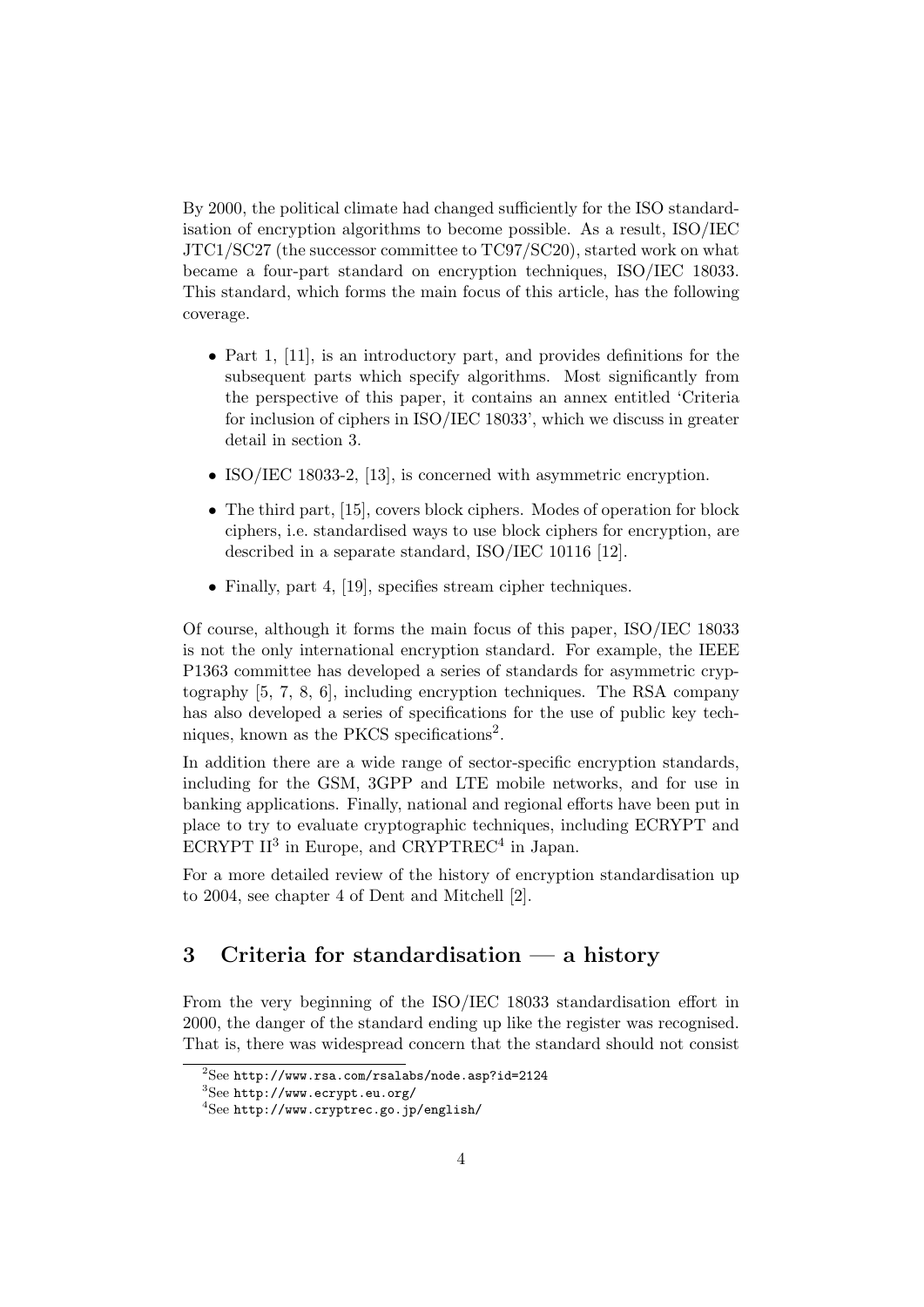By 2000, the political climate had changed sufficiently for the ISO standardisation of encryption algorithms to become possible. As a result, ISO/IEC JTC1/SC27 (the successor committee to TC97/SC20), started work on what became a four-part standard on encryption techniques, ISO/IEC 18033. This standard, which forms the main focus of this article, has the following coverage.

- Part 1, [11], is an introductory part, and provides definitions for the subsequent parts which specify algorithms. Most significantly from the perspective of this paper, it contains an annex entitled 'Criteria for inclusion of ciphers in ISO/IEC 18033', which we discuss in greater detail in section 3.
- ISO/IEC 18033-2, [13], is concerned with asymmetric encryption.
- The third part, [15], covers block ciphers. Modes of operation for block ciphers, i.e. standardised ways to use block ciphers for encryption, are described in a separate standard, ISO/IEC 10116 [12].
- Finally, part 4, [19], specifies stream cipher techniques.

Of course, although it forms the main focus of this paper, ISO/IEC 18033 is not the only international encryption standard. For example, the IEEE P1363 committee has developed a series of standards for asymmetric cryptography [5, 7, 8, 6], including encryption techniques. The RSA company has also developed a series of specifications for the use of public key techniques, known as the PKCS specifications[2].

In addition there are a wide range of sector-specific encryption standards, including for the GSM, 3GPP and LTE mobile networks, and for use in banking applications. Finally, national and regional efforts have been put in place to try to evaluate cryptographic techniques, including ECRYPT and ECRYPT II[3] in Europe, and CRYPTREC[4] in Japan.

For a more detailed review of the history of encryption standardisation up to 2004, see chapter 4 of Dent and Mitchell [2].

## 3 Criteria for standardisation — a history

From the very beginning of the ISO/IEC 18033 standardisation effort in 2000, the danger of the standard ending up like the register was recognised. That is, there was widespread concern that the standard should not consist

[2] See http://www.rsa.com/rsalabs/node.asp?id=2124

[3] See http://www.ecrypt.eu.org/

[4] See http://www.cryptrec.go.jp/english/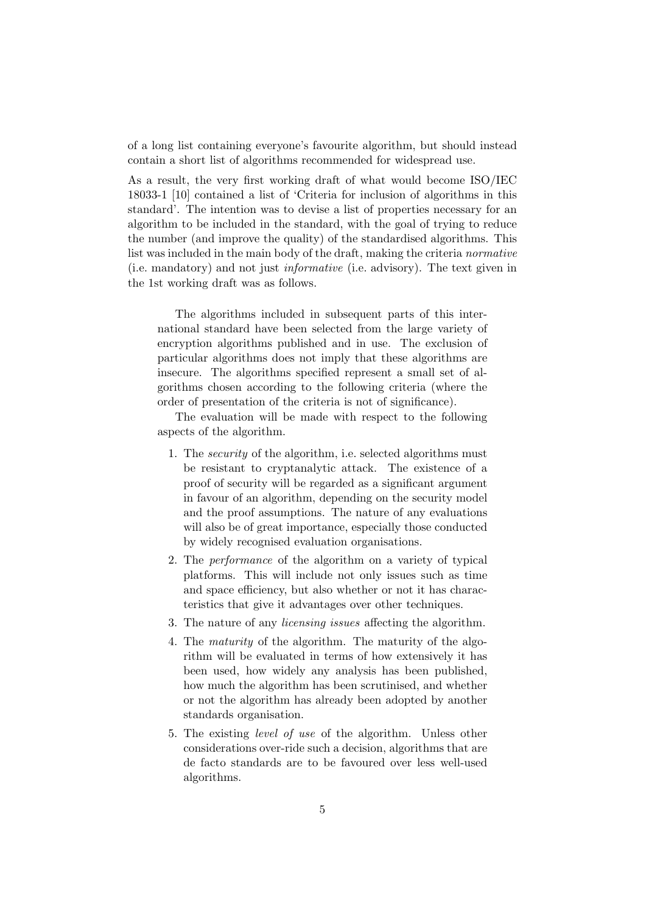of a long list containing everyone's favourite algorithm, but should instead contain a short list of algorithms recommended for widespread use.

As a result, the very first working draft of what would become ISO/IEC 18033-1 [10] contained a list of 'Criteria for inclusion of algorithms in this standard'. The intention was to devise a list of properties necessary for an algorithm to be included in the standard, with the goal of trying to reduce the number (and improve the quality) of the standardised algorithms. This list was included in the main body of the draft, making the criteria *normative* (i.e. mandatory) and not just *informative* (i.e. advisory). The text given in the 1st working draft was as follows.

> The algorithms included in subsequent parts of this international standard have been selected from the large variety of encryption algorithms published and in use. The exclusion of particular algorithms does not imply that these algorithms are insecure. The algorithms specified represent a small set of algorithms chosen according to the following criteria (where the order of presentation of the criteria is not of significance).
>
> The evaluation will be made with respect to the following aspects of the algorithm.
>
> 1. The *security* of the algorithm, i.e. selected algorithms must be resistant to cryptanalytic attack. The existence of a proof of security will be regarded as a significant argument in favour of an algorithm, depending on the security model and the proof assumptions. The nature of any evaluations will also be of great importance, especially those conducted by widely recognised evaluation organisations.
> 2. The *performance* of the algorithm on a variety of typical platforms. This will include not only issues such as time and space efficiency, but also whether or not it has characteristics that give it advantages over other techniques.
> 3. The nature of any *licensing issues* affecting the algorithm.
> 4. The *maturity* of the algorithm. The maturity of the algorithm will be evaluated in terms of how extensively it has been used, how widely any analysis has been published, how much the algorithm has been scrutinised, and whether or not the algorithm has already been adopted by another standards organisation.
> 5. The existing *level of use* of the algorithm. Unless other considerations over-ride such a decision, algorithms that are de facto standards are to be favoured over less well-used algorithms.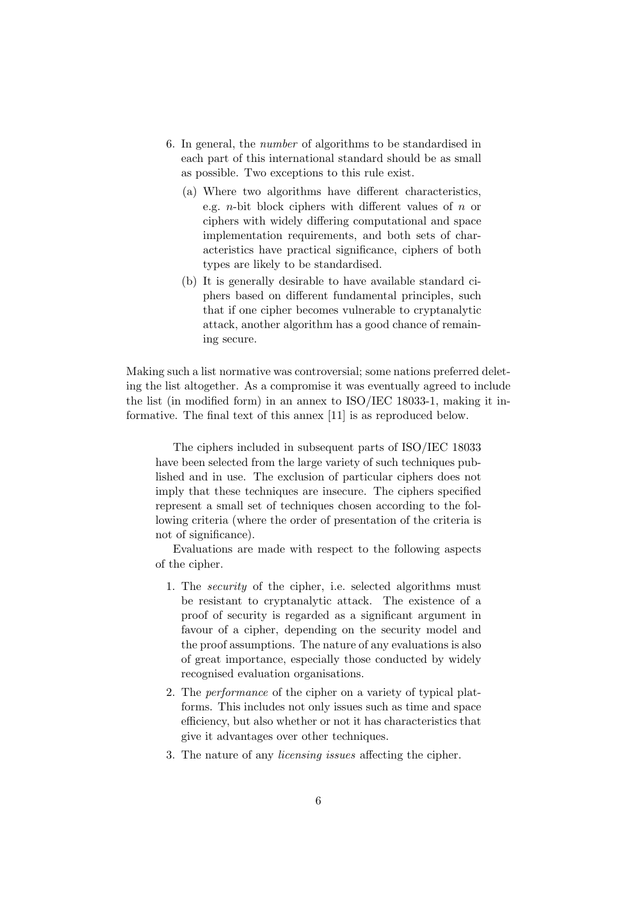6. In general, the *number* of algorithms to be standardised in each part of this international standard should be as small as possible. Two exceptions to this rule exist.
   (a) Where two algorithms have different characteristics, e.g. $n$-bit block ciphers with different values of $n$ or ciphers with widely differing computational and space implementation requirements, and both sets of characteristics have practical significance, ciphers of both types are likely to be standardised.
   (b) It is generally desirable to have available standard ciphers based on different fundamental principles, such that if one cipher becomes vulnerable to cryptanalytic attack, another algorithm has a good chance of remaining secure.

Making such a list normative was controversial; some nations preferred deleting the list altogether. As a compromise it was eventually agreed to include the list (in modified form) in an annex to ISO/IEC 18033-1, making it informative. The final text of this annex [11] is as reproduced below.

> The ciphers included in subsequent parts of ISO/IEC 18033 have been selected from the large variety of such techniques published and in use. The exclusion of particular ciphers does not imply that these techniques are insecure. The ciphers specified represent a small set of techniques chosen according to the following criteria (where the order of presentation of the criteria is not of significance).
>
> Evaluations are made with respect to the following aspects of the cipher.
>
> 1. The *security* of the cipher, i.e. selected algorithms must be resistant to cryptanalytic attack. The existence of a proof of security is regarded as a significant argument in favour of a cipher, depending on the security model and the proof assumptions. The nature of any evaluations is also of great importance, especially those conducted by widely recognised evaluation organisations.
> 2. The *performance* of the cipher on a variety of typical platforms. This includes not only issues such as time and space efficiency, but also whether or not it has characteristics that give it advantages over other techniques.
> 3. The nature of any *licensing issues* affecting the cipher.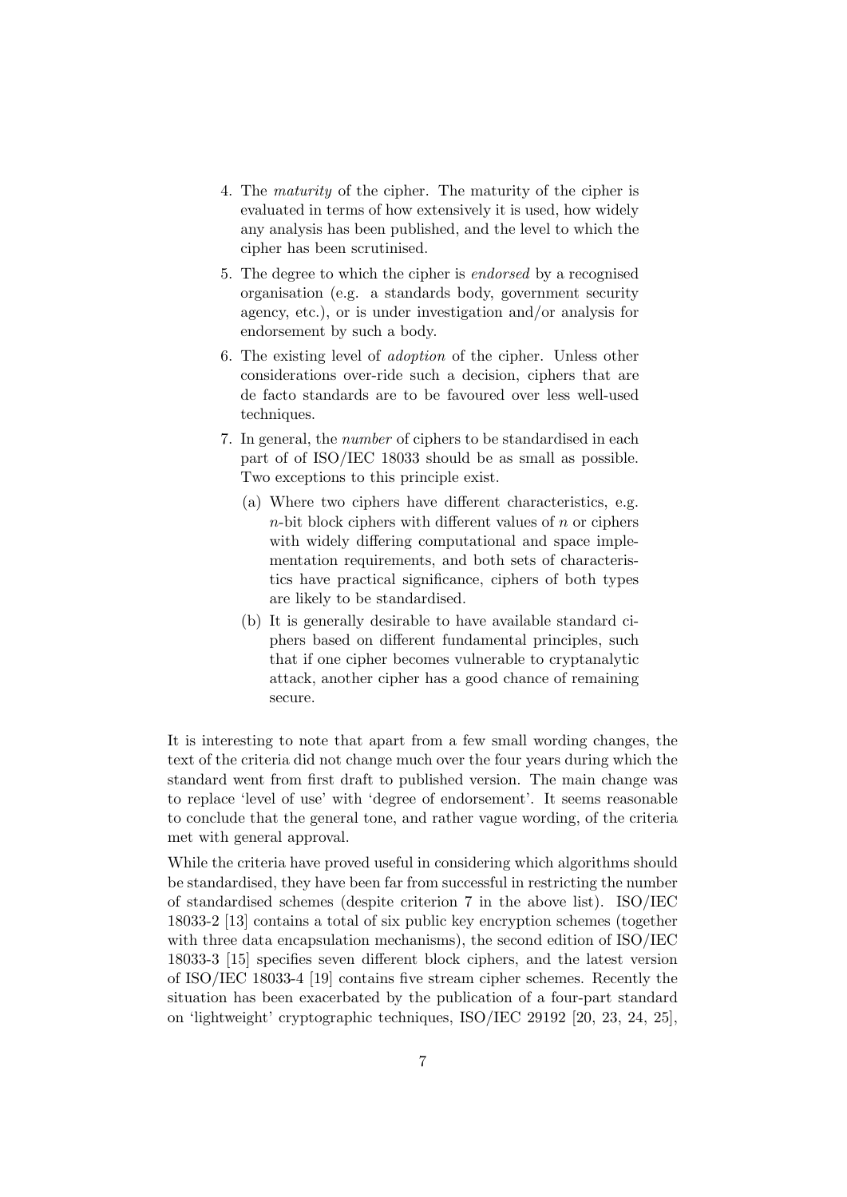4. The *maturity* of the cipher. The maturity of the cipher is evaluated in terms of how extensively it is used, how widely any analysis has been published, and the level to which the cipher has been scrutinised.
5. The degree to which the cipher is *endorsed* by a recognised organisation (e.g. a standards body, government security agency, etc.), or is under investigation and/or analysis for endorsement by such a body.
6. The existing level of *adoption* of the cipher. Unless other considerations over-ride such a decision, ciphers that are de facto standards are to be favoured over less well-used techniques.
7. In general, the *number* of ciphers to be standardised in each part of of ISO/IEC 18033 should be as small as possible. Two exceptions to this principle exist.
   (a) Where two ciphers have different characteristics, e.g. $n$-bit block ciphers with different values of $n$ or ciphers with widely differing computational and space implementation requirements, and both sets of characteristics have practical significance, ciphers of both types are likely to be standardised.
   (b) It is generally desirable to have available standard ciphers based on different fundamental principles, such that if one cipher becomes vulnerable to cryptanalytic attack, another cipher has a good chance of remaining secure.

It is interesting to note that apart from a few small wording changes, the text of the criteria did not change much over the four years during which the standard went from first draft to published version. The main change was to replace 'level of use' with 'degree of endorsement'. It seems reasonable to conclude that the general tone, and rather vague wording, of the criteria met with general approval.

While the criteria have proved useful in considering which algorithms should be standardised, they have been far from successful in restricting the number of standardised schemes (despite criterion 7 in the above list). ISO/IEC 18033-2 [13] contains a total of six public key encryption schemes (together with three data encapsulation mechanisms), the second edition of ISO/IEC 18033-3 [15] specifies seven different block ciphers, and the latest version of ISO/IEC 18033-4 [19] contains five stream cipher schemes. Recently the situation has been exacerbated by the publication of a four-part standard on 'lightweight' cryptographic techniques, ISO/IEC 29192 [20, 23, 24, 25],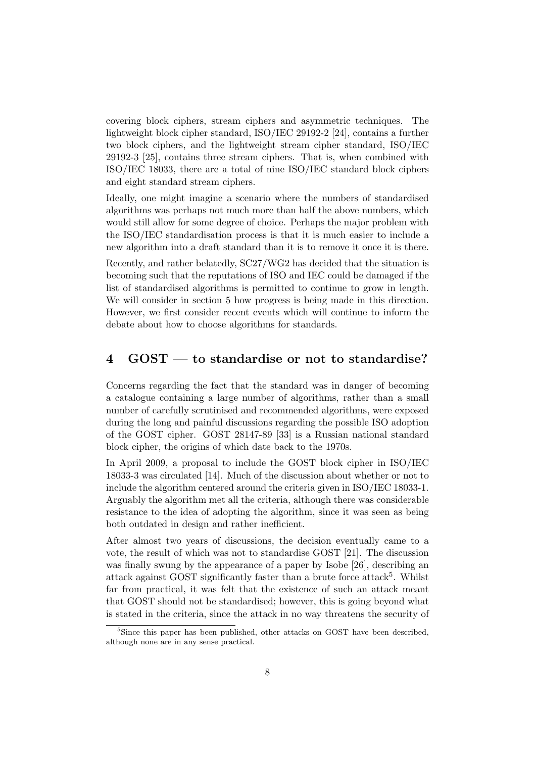covering block ciphers, stream ciphers and asymmetric techniques. The lightweight block cipher standard, ISO/IEC 29192-2 [24], contains a further two block ciphers, and the lightweight stream cipher standard, ISO/IEC 29192-3 [25], contains three stream ciphers. That is, when combined with ISO/IEC 18033, there are a total of nine ISO/IEC standard block ciphers and eight standard stream ciphers.

Ideally, one might imagine a scenario where the numbers of standardised algorithms was perhaps not much more than half the above numbers, which would still allow for some degree of choice. Perhaps the major problem with the ISO/IEC standardisation process is that it is much easier to include a new algorithm into a draft standard than it is to remove it once it is there.

Recently, and rather belatedly, SC27/WG2 has decided that the situation is becoming such that the reputations of ISO and IEC could be damaged if the list of standardised algorithms is permitted to continue to grow in length. We will consider in section 5 how progress is being made in this direction. However, we first consider recent events which will continue to inform the debate about how to choose algorithms for standards.

## 4 GOST — to standardise or not to standardise?

Concerns regarding the fact that the standard was in danger of becoming a catalogue containing a large number of algorithms, rather than a small number of carefully scrutinised and recommended algorithms, were exposed during the long and painful discussions regarding the possible ISO adoption of the GOST cipher. GOST 28147-89 [33] is a Russian national standard block cipher, the origins of which date back to the 1970s.

In April 2009, a proposal to include the GOST block cipher in ISO/IEC 18033-3 was circulated [14]. Much of the discussion about whether or not to include the algorithm centered around the criteria given in ISO/IEC 18033-1. Arguably the algorithm met all the criteria, although there was considerable resistance to the idea of adopting the algorithm, since it was seen as being both outdated in design and rather inefficient.

After almost two years of discussions, the decision eventually came to a vote, the result of which was not to standardise GOST [21]. The discussion was finally swung by the appearance of a paper by Isobe [26], describing an attack against GOST significantly faster than a brute force attack[5]. Whilst far from practical, it was felt that the existence of such an attack meant that GOST should not be standardised; however, this is going beyond what is stated in the criteria, since the attack in no way threatens the security of

[5] Since this paper has been published, other attacks on GOST have been described, although none are in any sense practical.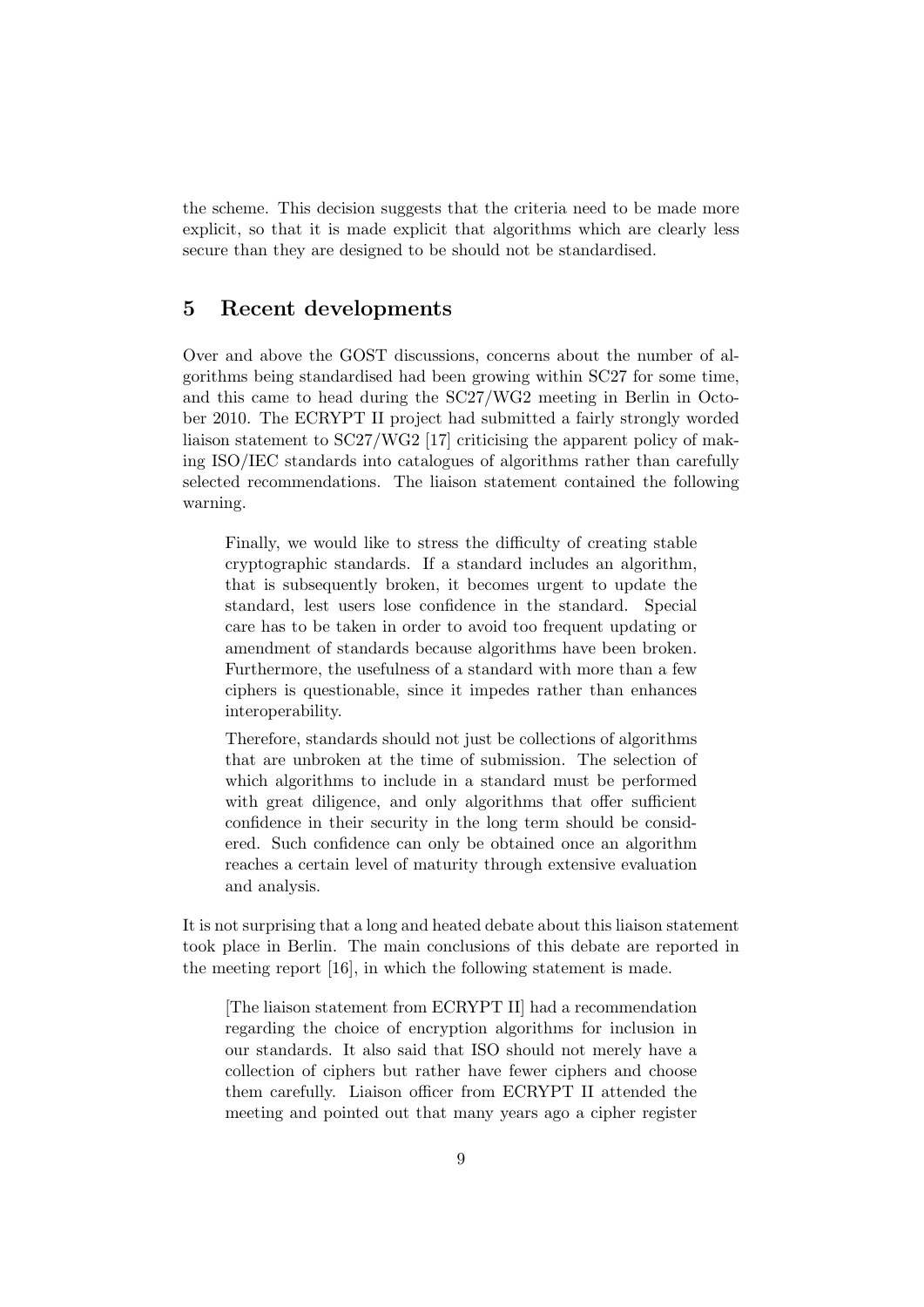the scheme. This decision suggests that the criteria need to be made more explicit, so that it is made explicit that algorithms which are clearly less secure than they are designed to be should not be standardised.

## 5 Recent developments

Over and above the GOST discussions, concerns about the number of algorithms being standardised had been growing within SC27 for some time, and this came to head during the SC27/WG2 meeting in Berlin in October 2010. The ECRYPT II project had submitted a fairly strongly worded liaison statement to SC27/WG2 [17] criticising the apparent policy of making ISO/IEC standards into catalogues of algorithms rather than carefully selected recommendations. The liaison statement contained the following warning.

> Finally, we would like to stress the difficulty of creating stable cryptographic standards. If a standard includes an algorithm, that is subsequently broken, it becomes urgent to update the standard, lest users lose confidence in the standard. Special care has to be taken in order to avoid too frequent updating or amendment of standards because algorithms have been broken. Furthermore, the usefulness of a standard with more than a few ciphers is questionable, since it impedes rather than enhances interoperability.
>
> Therefore, standards should not just be collections of algorithms that are unbroken at the time of submission. The selection of which algorithms to include in a standard must be performed with great diligence, and only algorithms that offer sufficient confidence in their security in the long term should be considered. Such confidence can only be obtained once an algorithm reaches a certain level of maturity through extensive evaluation and analysis.

It is not surprising that a long and heated debate about this liaison statement took place in Berlin. The main conclusions of this debate are reported in the meeting report [16], in which the following statement is made.

> [The liaison statement from ECRYPT II] had a recommendation regarding the choice of encryption algorithms for inclusion in our standards. It also said that ISO should not merely have a collection of ciphers but rather have fewer ciphers and choose them carefully. Liaison officer from ECRYPT II attended the meeting and pointed out that many years ago a cipher register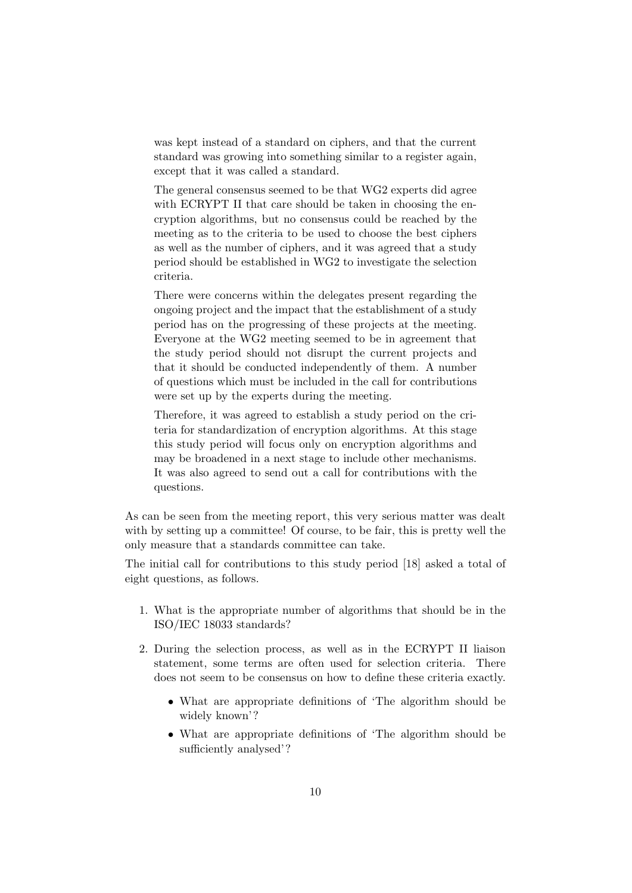> was kept instead of a standard on ciphers, and that the current standard was growing into something similar to a register again, except that it was called a standard.
>
> The general consensus seemed to be that WG2 experts did agree with ECRYPT II that care should be taken in choosing the encryption algorithms, but no consensus could be reached by the meeting as to the criteria to be used to choose the best ciphers as well as the number of ciphers, and it was agreed that a study period should be established in WG2 to investigate the selection criteria.
>
> There were concerns within the delegates present regarding the ongoing project and the impact that the establishment of a study period has on the progressing of these projects at the meeting. Everyone at the WG2 meeting seemed to be in agreement that the study period should not disrupt the current projects and that it should be conducted independently of them. A number of questions which must be included in the call for contributions were set up by the experts during the meeting.
>
> Therefore, it was agreed to establish a study period on the criteria for standardization of encryption algorithms. At this stage this study period will focus only on encryption algorithms and may be broadened in a next stage to include other mechanisms. It was also agreed to send out a call for contributions with the questions.

As can be seen from the meeting report, this very serious matter was dealt with by setting up a committee! Of course, to be fair, this is pretty well the only measure that a standards committee can take.

The initial call for contributions to this study period [18] asked a total of eight questions, as follows.

1. What is the appropriate number of algorithms that should be in the ISO/IEC 18033 standards?
2. During the selection process, as well as in the ECRYPT II liaison statement, some terms are often used for selection criteria. There does not seem to be consensus on how to define these criteria exactly.
   - What are appropriate definitions of 'The algorithm should be widely known'?
   - What are appropriate definitions of 'The algorithm should be sufficiently analysed'?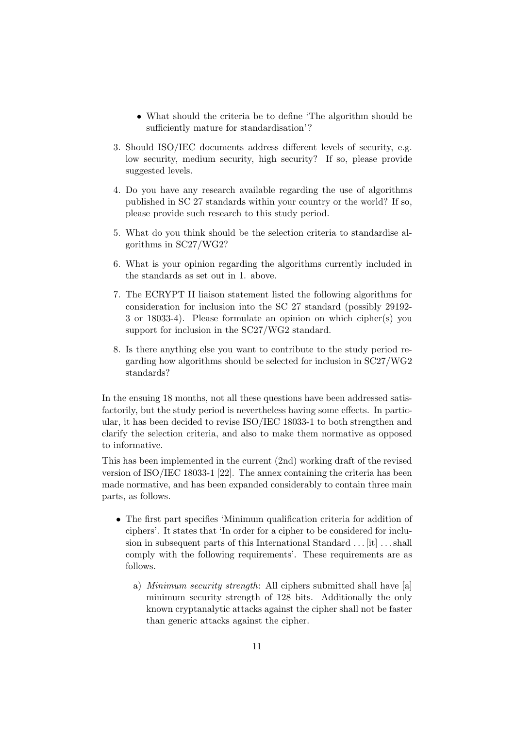- What should the criteria be to define 'The algorithm should be sufficiently mature for standardisation'?

3. Should ISO/IEC documents address different levels of security, e.g. low security, medium security, high security? If so, please provide suggested levels.

4. Do you have any research available regarding the use of algorithms published in SC 27 standards within your country or the world? If so, please provide such research to this study period.

5. What do you think should be the selection criteria to standardise algorithms in SC27/WG2?

6. What is your opinion regarding the algorithms currently included in the standards as set out in 1. above.

7. The ECRYPT II liaison statement listed the following algorithms for consideration for inclusion into the SC 27 standard (possibly 29192-3 or 18033-4). Please formulate an opinion on which cipher(s) you support for inclusion in the SC27/WG2 standard.

8. Is there anything else you want to contribute to the study period regarding how algorithms should be selected for inclusion in SC27/WG2 standards?

In the ensuing 18 months, not all these questions have been addressed satisfactorily, but the study period is nevertheless having some effects. In particular, it has been decided to revise ISO/IEC 18033-1 to both strengthen and clarify the selection criteria, and also to make them normative as opposed to informative.

This has been implemented in the current (2nd) working draft of the revised version of ISO/IEC 18033-1 [22]. The annex containing the criteria has been made normative, and has been expanded considerably to contain three main parts, as follows.

- The first part specifies 'Minimum qualification criteria for addition of ciphers'. It states that 'In order for a cipher to be considered for inclusion in subsequent parts of this International Standard . . . [it] . . . shall comply with the following requirements'. These requirements are as follows.

  a) *Minimum security strength*: All ciphers submitted shall have [a] minimum security strength of 128 bits. Additionally the only known cryptanalytic attacks against the cipher shall not be faster than generic attacks against the cipher.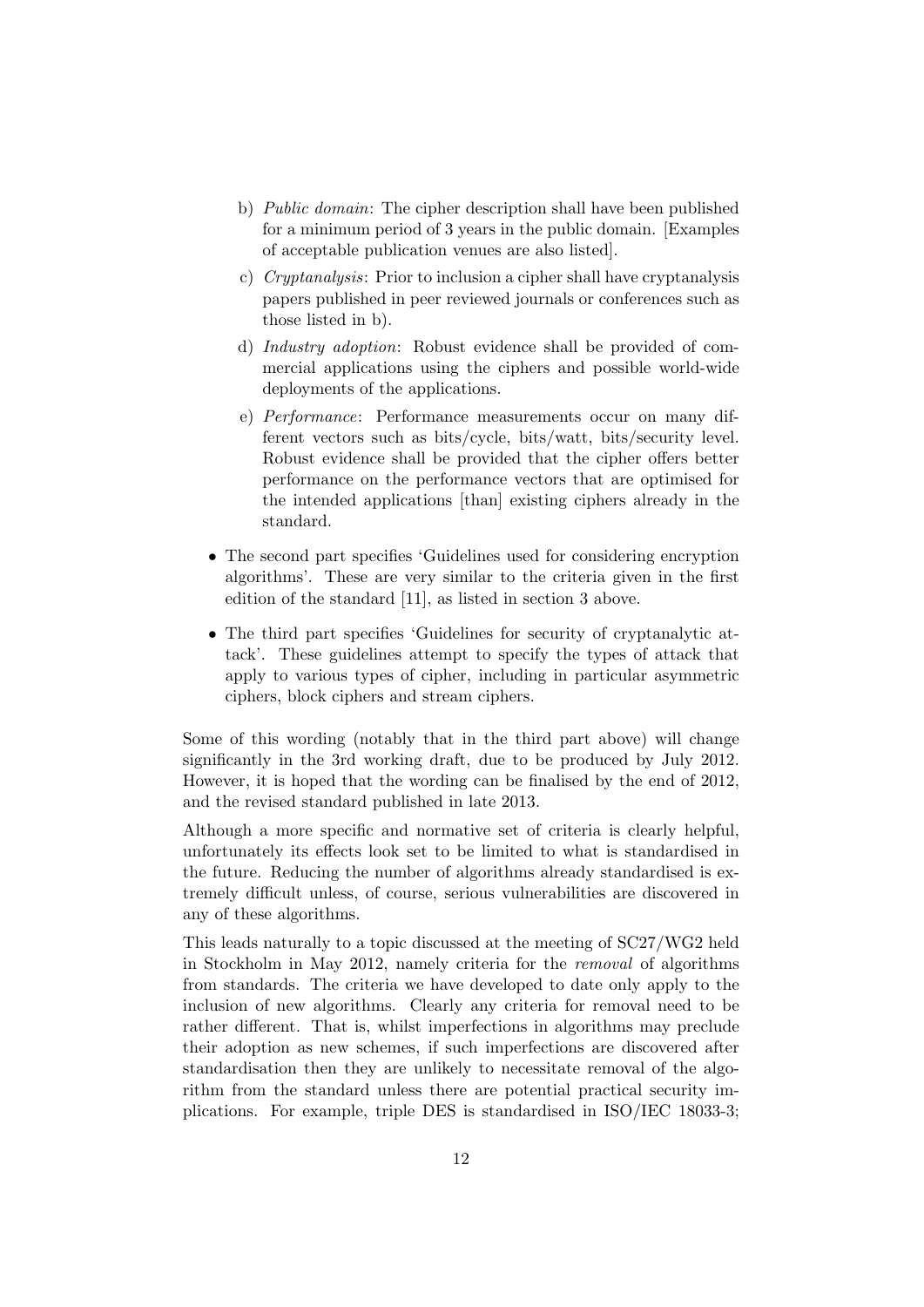b) *Public domain*: The cipher description shall have been published for a minimum period of 3 years in the public domain. [Examples of acceptable publication venues are also listed].

c) *Cryptanalysis*: Prior to inclusion a cipher shall have cryptanalysis papers published in peer reviewed journals or conferences such as those listed in b).

d) *Industry adoption*: Robust evidence shall be provided of commercial applications using the ciphers and possible world-wide deployments of the applications.

e) *Performance*: Performance measurements occur on many different vectors such as bits/cycle, bits/watt, bits/security level. Robust evidence shall be provided that the cipher offers better performance on the performance vectors that are optimised for the intended applications [than] existing ciphers already in the standard.

- The second part specifies 'Guidelines used for considering encryption algorithms'. These are very similar to the criteria given in the first edition of the standard [11], as listed in section 3 above.

- The third part specifies 'Guidelines for security of cryptanalytic attack'. These guidelines attempt to specify the types of attack that apply to various types of cipher, including in particular asymmetric ciphers, block ciphers and stream ciphers.

Some of this wording (notably that in the third part above) will change significantly in the 3rd working draft, due to be produced by July 2012. However, it is hoped that the wording can be finalised by the end of 2012, and the revised standard published in late 2013.

Although a more specific and normative set of criteria is clearly helpful, unfortunately its effects look set to be limited to what is standardised in the future. Reducing the number of algorithms already standardised is extremely difficult unless, of course, serious vulnerabilities are discovered in any of these algorithms.

This leads naturally to a topic discussed at the meeting of SC27/WG2 held in Stockholm in May 2012, namely criteria for the *removal* of algorithms from standards. The criteria we have developed to date only apply to the inclusion of new algorithms. Clearly any criteria for removal need to be rather different. That is, whilst imperfections in algorithms may preclude their adoption as new schemes, if such imperfections are discovered after standardisation then they are unlikely to necessitate removal of the algorithm from the standard unless there are potential practical security implications. For example, triple DES is standardised in ISO/IEC 18033-3;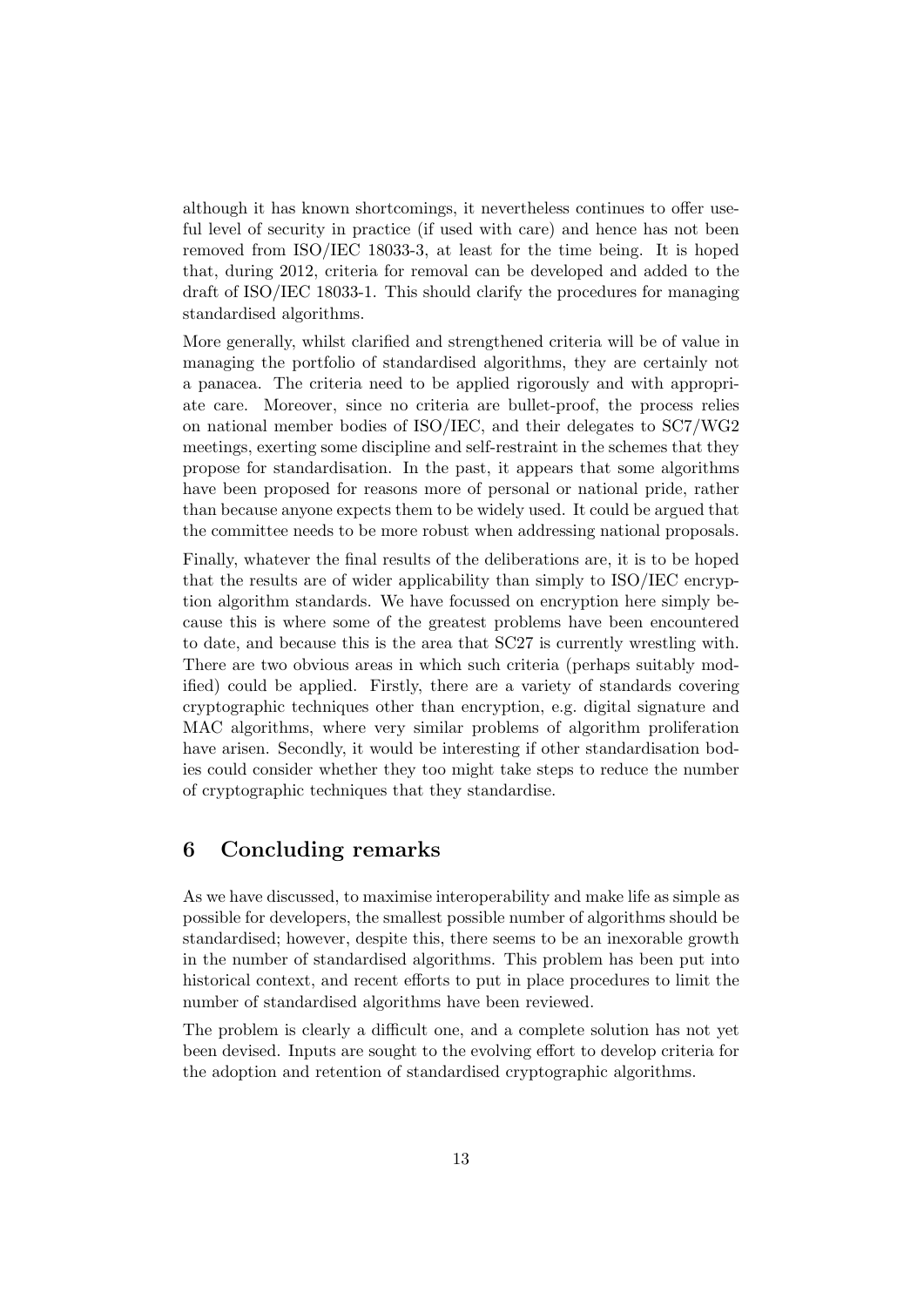although it has known shortcomings, it nevertheless continues to offer useful level of security in practice (if used with care) and hence has not been removed from ISO/IEC 18033-3, at least for the time being. It is hoped that, during 2012, criteria for removal can be developed and added to the draft of ISO/IEC 18033-1. This should clarify the procedures for managing standardised algorithms.

More generally, whilst clarified and strengthened criteria will be of value in managing the portfolio of standardised algorithms, they are certainly not a panacea. The criteria need to be applied rigorously and with appropriate care. Moreover, since no criteria are bullet-proof, the process relies on national member bodies of ISO/IEC, and their delegates to SC7/WG2 meetings, exerting some discipline and self-restraint in the schemes that they propose for standardisation. In the past, it appears that some algorithms have been proposed for reasons more of personal or national pride, rather than because anyone expects them to be widely used. It could be argued that the committee needs to be more robust when addressing national proposals.

Finally, whatever the final results of the deliberations are, it is to be hoped that the results are of wider applicability than simply to ISO/IEC encryption algorithm standards. We have focussed on encryption here simply because this is where some of the greatest problems have been encountered to date, and because this is the area that SC27 is currently wrestling with. There are two obvious areas in which such criteria (perhaps suitably modified) could be applied. Firstly, there are a variety of standards covering cryptographic techniques other than encryption, e.g. digital signature and MAC algorithms, where very similar problems of algorithm proliferation have arisen. Secondly, it would be interesting if other standardisation bodies could consider whether they too might take steps to reduce the number of cryptographic techniques that they standardise.

## 6 Concluding remarks

As we have discussed, to maximise interoperability and make life as simple as possible for developers, the smallest possible number of algorithms should be standardised; however, despite this, there seems to be an inexorable growth in the number of standardised algorithms. This problem has been put into historical context, and recent efforts to put in place procedures to limit the number of standardised algorithms have been reviewed.

The problem is clearly a difficult one, and a complete solution has not yet been devised. Inputs are sought to the evolving effort to develop criteria for the adoption and retention of standardised cryptographic algorithms.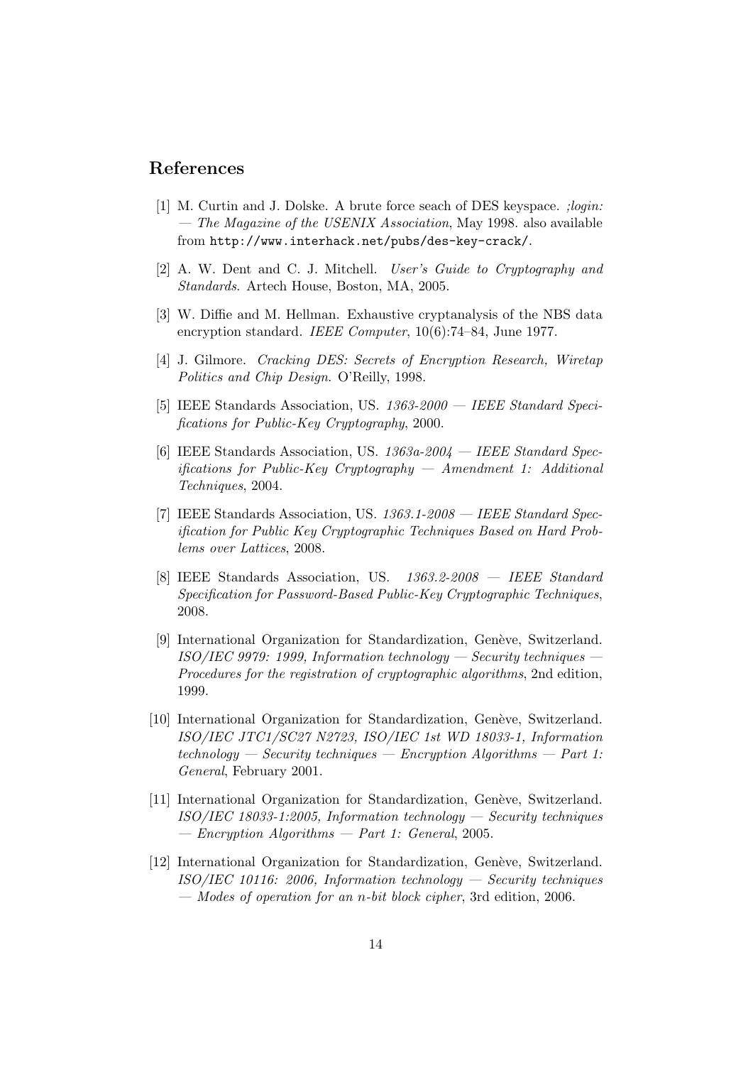## References

[1] M. Curtin and J. Dolske. A brute force seach of DES keyspace. *;login: — The Magazine of the USENIX Association*, May 1998. also available from `http://www.interhack.net/pubs/des-key-crack/`.

[2] A. W. Dent and C. J. Mitchell. *User's Guide to Cryptography and Standards*. Artech House, Boston, MA, 2005.

[3] W. Diffie and M. Hellman. Exhaustive cryptanalysis of the NBS data encryption standard. *IEEE Computer*, 10(6):74–84, June 1977.

[4] J. Gilmore. *Cracking DES: Secrets of Encryption Research, Wiretap Politics and Chip Design*. O'Reilly, 1998.

[5] IEEE Standards Association, US. *1363-2000 — IEEE Standard Specifications for Public-Key Cryptography*, 2000.

[6] IEEE Standards Association, US. *1363a-2004 — IEEE Standard Specifications for Public-Key Cryptography — Amendment 1: Additional Techniques*, 2004.

[7] IEEE Standards Association, US. *1363.1-2008 — IEEE Standard Specification for Public Key Cryptographic Techniques Based on Hard Problems over Lattices*, 2008.

[8] IEEE Standards Association, US. *1363.2-2008 — IEEE Standard Specification for Password-Based Public-Key Cryptographic Techniques*, 2008.

[9] International Organization for Standardization, Genève, Switzerland. *ISO/IEC 9979: 1999, Information technology — Security techniques — Procedures for the registration of cryptographic algorithms*, 2nd edition, 1999.

[10] International Organization for Standardization, Genève, Switzerland. *ISO/IEC JTC1/SC27 N2723, ISO/IEC 1st WD 18033-1, Information technology — Security techniques — Encryption Algorithms — Part 1: General*, February 2001.

[11] International Organization for Standardization, Genève, Switzerland. *ISO/IEC 18033-1:2005, Information technology — Security techniques — Encryption Algorithms — Part 1: General*, 2005.

[12] International Organization for Standardization, Genève, Switzerland. *ISO/IEC 10116: 2006, Information technology — Security techniques — Modes of operation for an n-bit block cipher*, 3rd edition, 2006.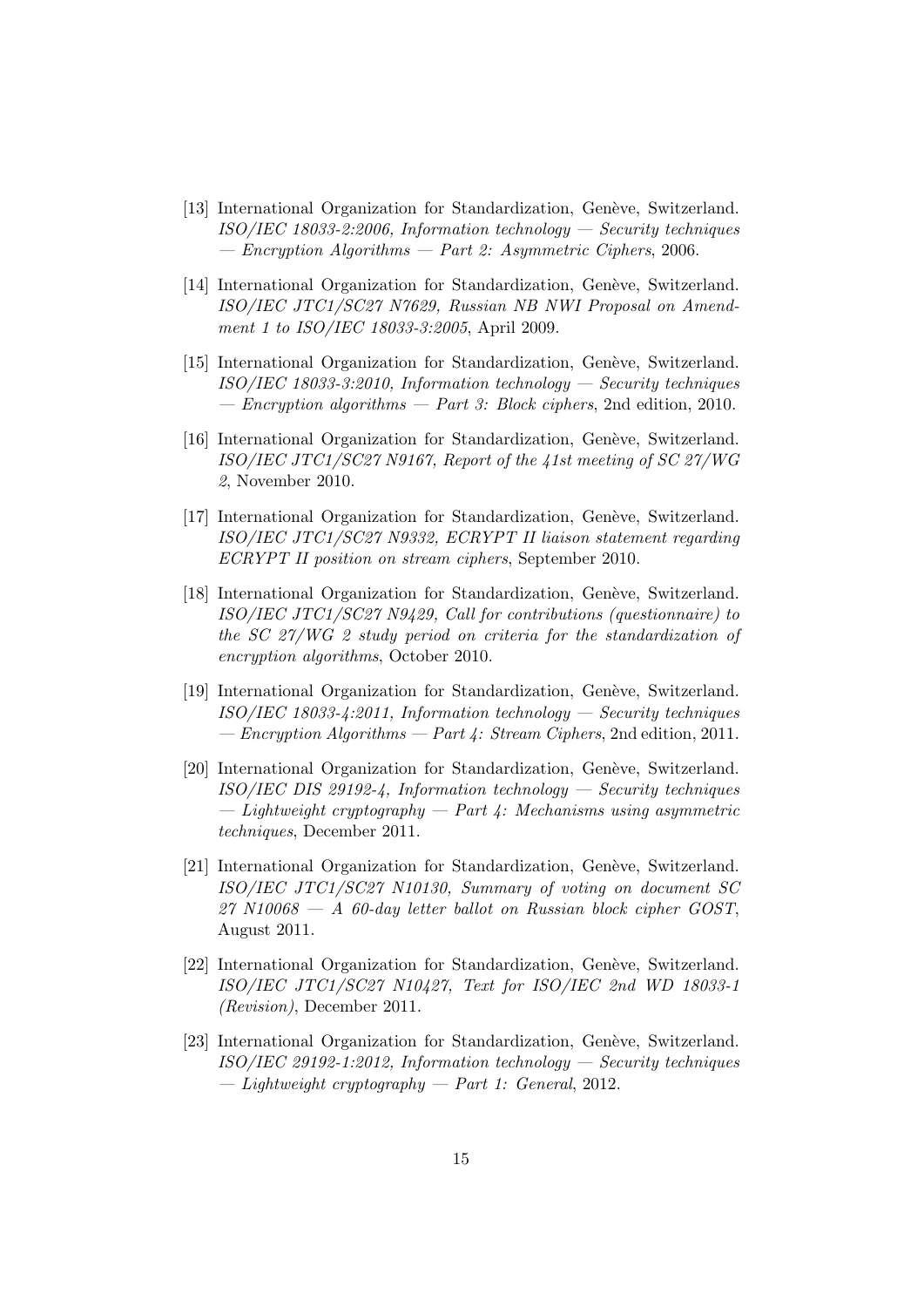[13] International Organization for Standardization, Genève, Switzerland. *ISO/IEC 18033-2:2006, Information technology — Security techniques — Encryption Algorithms — Part 2: Asymmetric Ciphers*, 2006.

[14] International Organization for Standardization, Genève, Switzerland. *ISO/IEC JTC1/SC27 N7629, Russian NB NWI Proposal on Amendment 1 to ISO/IEC 18033-3:2005*, April 2009.

[15] International Organization for Standardization, Genève, Switzerland. *ISO/IEC 18033-3:2010, Information technology — Security techniques — Encryption algorithms — Part 3: Block ciphers*, 2nd edition, 2010.

[16] International Organization for Standardization, Genève, Switzerland. *ISO/IEC JTC1/SC27 N9167, Report of the 41st meeting of SC 27/WG 2*, November 2010.

[17] International Organization for Standardization, Genève, Switzerland. *ISO/IEC JTC1/SC27 N9332, ECRYPT II liaison statement regarding ECRYPT II position on stream ciphers*, September 2010.

[18] International Organization for Standardization, Genève, Switzerland. *ISO/IEC JTC1/SC27 N9429, Call for contributions (questionnaire) to the SC 27/WG 2 study period on criteria for the standardization of encryption algorithms*, October 2010.

[19] International Organization for Standardization, Genève, Switzerland. *ISO/IEC 18033-4:2011, Information technology — Security techniques — Encryption Algorithms — Part 4: Stream Ciphers*, 2nd edition, 2011.

[20] International Organization for Standardization, Genève, Switzerland. *ISO/IEC DIS 29192-4, Information technology — Security techniques — Lightweight cryptography — Part 4: Mechanisms using asymmetric techniques*, December 2011.

[21] International Organization for Standardization, Genève, Switzerland. *ISO/IEC JTC1/SC27 N10130, Summary of voting on document SC 27 N10068 — A 60-day letter ballot on Russian block cipher GOST*, August 2011.

[22] International Organization for Standardization, Genève, Switzerland. *ISO/IEC JTC1/SC27 N10427, Text for ISO/IEC 2nd WD 18033-1 (Revision)*, December 2011.

[23] International Organization for Standardization, Genève, Switzerland. *ISO/IEC 29192-1:2012, Information technology — Security techniques — Lightweight cryptography — Part 1: General*, 2012.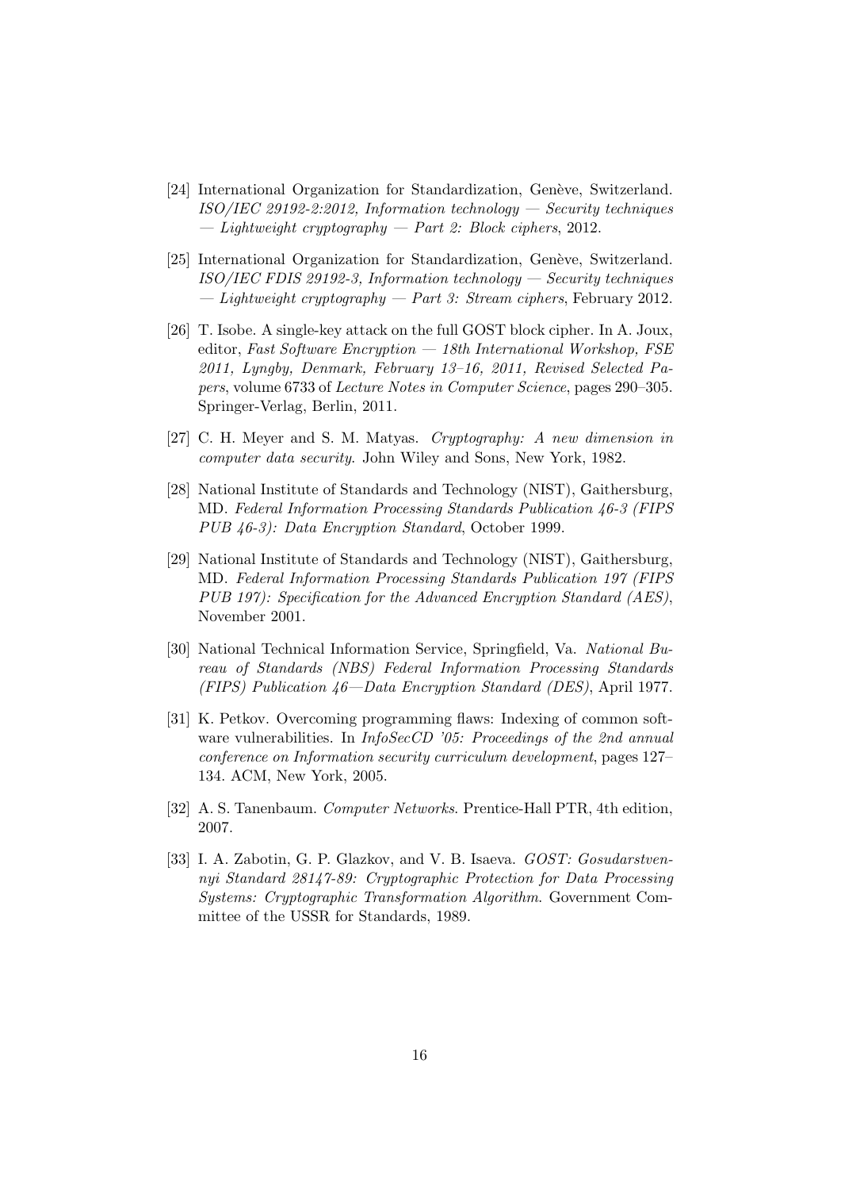[24] International Organization for Standardization, Genève, Switzerland. *ISO/IEC 29192-2:2012, Information technology — Security techniques — Lightweight cryptography — Part 2: Block ciphers*, 2012.

[25] International Organization for Standardization, Genève, Switzerland. *ISO/IEC FDIS 29192-3, Information technology — Security techniques — Lightweight cryptography — Part 3: Stream ciphers*, February 2012.

[26] T. Isobe. A single-key attack on the full GOST block cipher. In A. Joux, editor, *Fast Software Encryption — 18th International Workshop, FSE 2011, Lyngby, Denmark, February 13–16, 2011, Revised Selected Papers*, volume 6733 of *Lecture Notes in Computer Science*, pages 290–305. Springer-Verlag, Berlin, 2011.

[27] C. H. Meyer and S. M. Matyas. *Cryptography: A new dimension in computer data security*. John Wiley and Sons, New York, 1982.

[28] National Institute of Standards and Technology (NIST), Gaithersburg, MD. *Federal Information Processing Standards Publication 46-3 (FIPS PUB 46-3): Data Encryption Standard*, October 1999.

[29] National Institute of Standards and Technology (NIST), Gaithersburg, MD. *Federal Information Processing Standards Publication 197 (FIPS PUB 197): Specification for the Advanced Encryption Standard (AES)*, November 2001.

[30] National Technical Information Service, Springfield, Va. *National Bureau of Standards (NBS) Federal Information Processing Standards (FIPS) Publication 46—Data Encryption Standard (DES)*, April 1977.

[31] K. Petkov. Overcoming programming flaws: Indexing of common software vulnerabilities. In *InfoSecCD '05: Proceedings of the 2nd annual conference on Information security curriculum development*, pages 127–134. ACM, New York, 2005.

[32] A. S. Tanenbaum. *Computer Networks*. Prentice-Hall PTR, 4th edition, 2007.

[33] I. A. Zabotin, G. P. Glazkov, and V. B. Isaeva. *GOST: Gosudarstvennyi Standard 28147-89: Cryptographic Protection for Data Processing Systems: Cryptographic Transformation Algorithm*. Government Committee of the USSR for Standards, 1989.